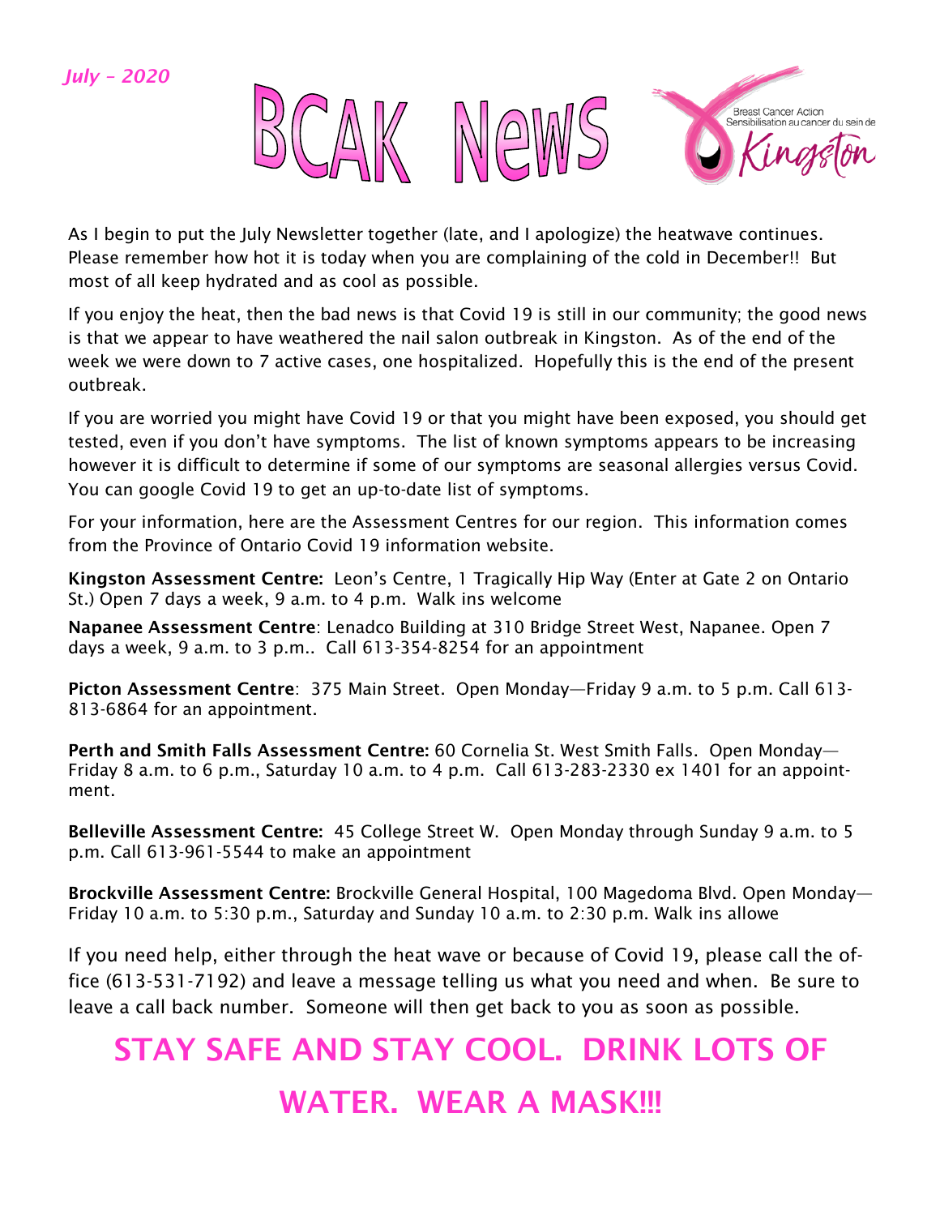*July – 2020*

# BCAK News

Breast Cancer Action
Sensibilisation au cancer du sein de
Kingston

As I begin to put the July Newsletter together (late, and I apologize) the heatwave continues. Please remember how hot it is today when you are complaining of the cold in December!! But most of all keep hydrated and as cool as possible.

If you enjoy the heat, then the bad news is that Covid 19 is still in our community; the good news is that we appear to have weathered the nail salon outbreak in Kingston. As of the end of the week we were down to 7 active cases, one hospitalized. Hopefully this is the end of the present outbreak.

If you are worried you might have Covid 19 or that you might have been exposed, you should get tested, even if you don't have symptoms. The list of known symptoms appears to be increasing however it is difficult to determine if some of our symptoms are seasonal allergies versus Covid. You can google Covid 19 to get an up-to-date list of symptoms.

For your information, here are the Assessment Centres for our region. This information comes from the Province of Ontario Covid 19 information website.

**Kingston Assessment Centre:** Leon's Centre, 1 Tragically Hip Way (Enter at Gate 2 on Ontario St.) Open 7 days a week, 9 a.m. to 4 p.m. Walk ins welcome

**Napanee Assessment Centre**: Lenadco Building at 310 Bridge Street West, Napanee. Open 7 days a week, 9 a.m. to 3 p.m.. Call 613-354-8254 for an appointment

**Picton Assessment Centre**: 375 Main Street. Open Monday—Friday 9 a.m. to 5 p.m. Call 613-813-6864 for an appointment.

**Perth and Smith Falls Assessment Centre:** 60 Cornelia St. West Smith Falls. Open Monday—Friday 8 a.m. to 6 p.m., Saturday 10 a.m. to 4 p.m. Call 613-283-2330 ex 1401 for an appointment.

**Belleville Assessment Centre:** 45 College Street W. Open Monday through Sunday 9 a.m. to 5 p.m. Call 613-961-5544 to make an appointment

**Brockville Assessment Centre:** Brockville General Hospital, 100 Magedoma Blvd. Open Monday—Friday 10 a.m. to 5:30 p.m., Saturday and Sunday 10 a.m. to 2:30 p.m. Walk ins allowe

If you need help, either through the heat wave or because of Covid 19, please call the office (613-531-7192) and leave a message telling us what you need and when. Be sure to leave a call back number. Someone will then get back to you as soon as possible.

## STAY SAFE AND STAY COOL. DRINK LOTS OF WATER. WEAR A MASK!!!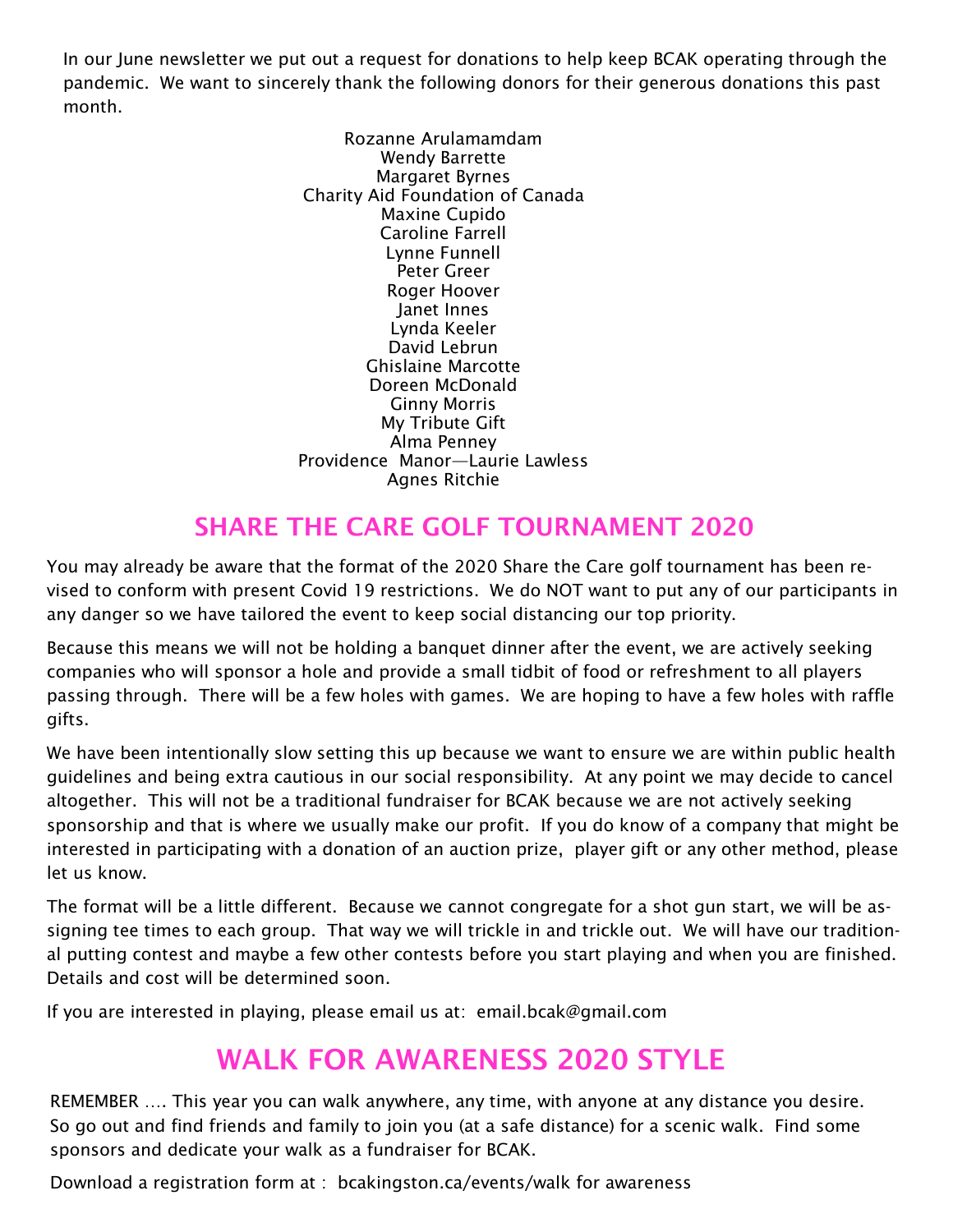In our June newsletter we put out a request for donations to help keep BCAK operating through the pandemic. We want to sincerely thank the following donors for their generous donations this past month.

Rozanne Arulamamdam
Wendy Barrette
Margaret Byrnes
Charity Aid Foundation of Canada
Maxine Cupido
Caroline Farrell
Lynne Funnell
Peter Greer
Roger Hoover
Janet Innes
Lynda Keeler
David Lebrun
Ghislaine Marcotte
Doreen McDonald
Ginny Morris
My Tribute Gift
Alma Penney
Providence Manor—Laurie Lawless
Agnes Ritchie

## SHARE THE CARE GOLF TOURNAMENT 2020

You may already be aware that the format of the 2020 Share the Care golf tournament has been revised to conform with present Covid 19 restrictions. We do NOT want to put any of our participants in any danger so we have tailored the event to keep social distancing our top priority.

Because this means we will not be holding a banquet dinner after the event, we are actively seeking companies who will sponsor a hole and provide a small tidbit of food or refreshment to all players passing through. There will be a few holes with games. We are hoping to have a few holes with raffle gifts.

We have been intentionally slow setting this up because we want to ensure we are within public health guidelines and being extra cautious in our social responsibility. At any point we may decide to cancel altogether. This will not be a traditional fundraiser for BCAK because we are not actively seeking sponsorship and that is where we usually make our profit. If you do know of a company that might be interested in participating with a donation of an auction prize, player gift or any other method, please let us know.

The format will be a little different. Because we cannot congregate for a shot gun start, we will be assigning tee times to each group. That way we will trickle in and trickle out. We will have our traditional putting contest and maybe a few other contests before you start playing and when you are finished. Details and cost will be determined soon.

If you are interested in playing, please email us at: email.bcak@gmail.com

## WALK FOR AWARENESS 2020 STYLE

REMEMBER …. This year you can walk anywhere, any time, with anyone at any distance you desire. So go out and find friends and family to join you (at a safe distance) for a scenic walk. Find some sponsors and dedicate your walk as a fundraiser for BCAK.

Download a registration form at : bcakingston.ca/events/walk for awareness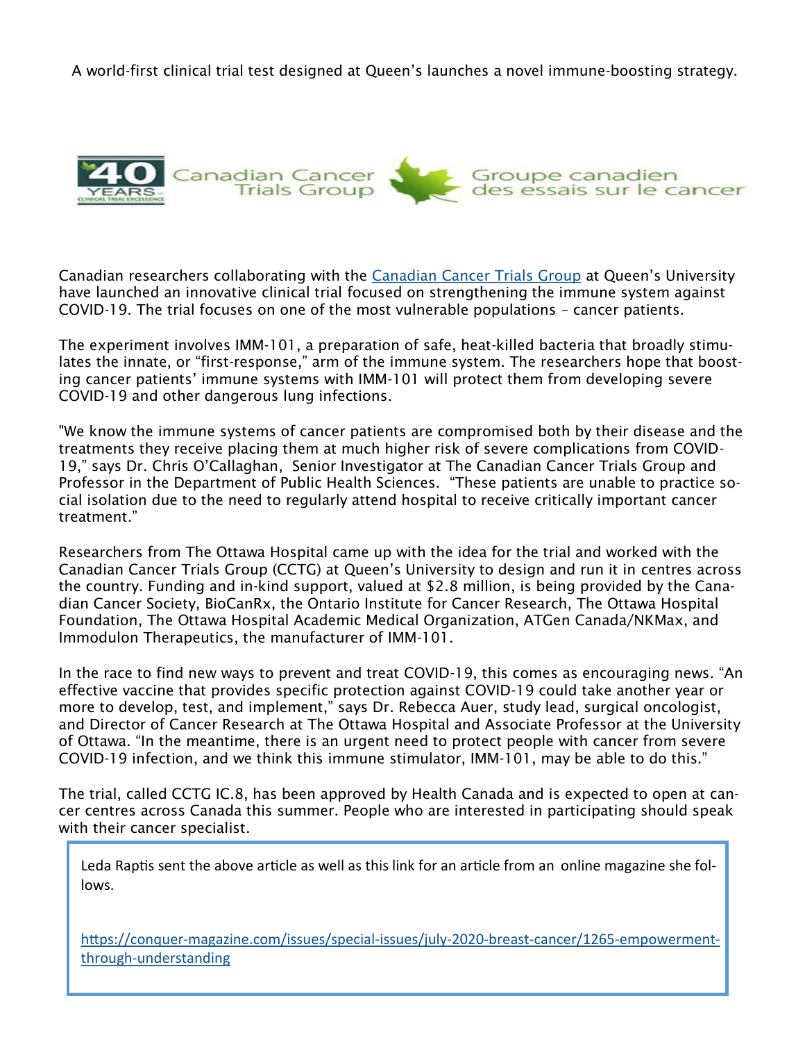A world-first clinical trial test designed at Queen's launches a novel immune-boosting strategy.

Canadian Cancer Trials Group — Groupe canadien des essais sur le cancer

Canadian researchers collaborating with the [Canadian Cancer Trials Group]() at Queen's University have launched an innovative clinical trial focused on strengthening the immune system against COVID-19. The trial focuses on one of the most vulnerable populations – cancer patients.

The experiment involves IMM-101, a preparation of safe, heat-killed bacteria that broadly stimulates the innate, or "first-response," arm of the immune system. The researchers hope that boosting cancer patients' immune systems with IMM-101 will protect them from developing severe COVID-19 and other dangerous lung infections.

"We know the immune systems of cancer patients are compromised both by their disease and the treatments they receive placing them at much higher risk of severe complications from COVID-19," says Dr. Chris O'Callaghan, Senior Investigator at The Canadian Cancer Trials Group and Professor in the Department of Public Health Sciences. "These patients are unable to practice social isolation due to the need to regularly attend hospital to receive critically important cancer treatment."

Researchers from The Ottawa Hospital came up with the idea for the trial and worked with the Canadian Cancer Trials Group (CCTG) at Queen's University to design and run it in centres across the country. Funding and in-kind support, valued at $2.8 million, is being provided by the Canadian Cancer Society, BioCanRx, the Ontario Institute for Cancer Research, The Ottawa Hospital Foundation, The Ottawa Hospital Academic Medical Organization, ATGen Canada/NKMax, and Immodulon Therapeutics, the manufacturer of IMM-101.

In the race to find new ways to prevent and treat COVID-19, this comes as encouraging news. "An effective vaccine that provides specific protection against COVID-19 could take another year or more to develop, test, and implement," says Dr. Rebecca Auer, study lead, surgical oncologist, and Director of Cancer Research at The Ottawa Hospital and Associate Professor at the University of Ottawa. "In the meantime, there is an urgent need to protect people with cancer from severe COVID-19 infection, and we think this immune stimulator, IMM-101, may be able to do this."

The trial, called CCTG IC.8, has been approved by Health Canada and is expected to open at cancer centres across Canada this summer. People who are interested in participating should speak with their cancer specialist.

> Leda Raptis sent the above article as well as this link for an article from an online magazine she follows.
>
> https://conquer-magazine.com/issues/special-issues/july-2020-breast-cancer/1265-empowerment-through-understanding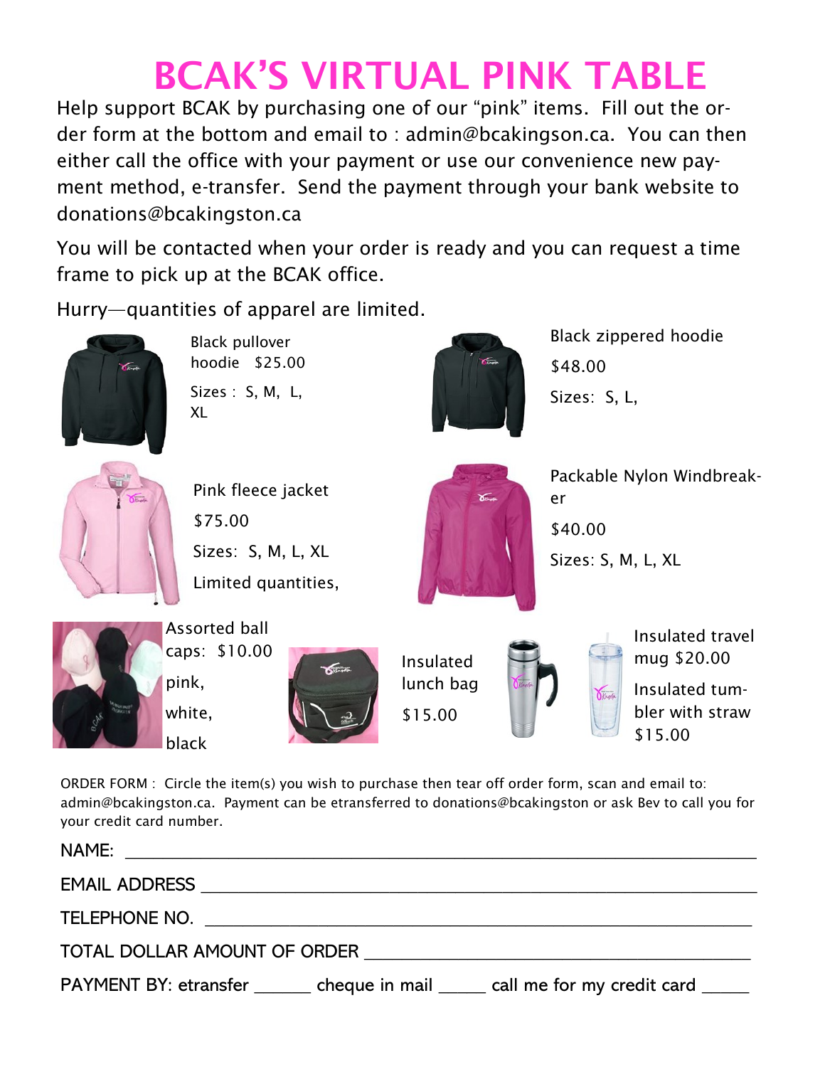# BCAK'S VIRTUAL PINK TABLE

Help support BCAK by purchasing one of our "pink" items. Fill out the order form at the bottom and email to : admin@bcakingson.ca. You can then either call the office with your payment or use our convenience new payment method, e-transfer. Send the payment through your bank website to donations@bcakingston.ca

You will be contacted when your order is ready and you can request a time frame to pick up at the BCAK office.

Hurry—quantities of apparel are limited.

Black pullover hoodie $25.00

Sizes : S, M, L, XL

Black zippered hoodie

$48.00

Sizes: S, L,

Pink fleece jacket

$75.00

Sizes: S, M, L, XL

Limited quantities,

Packable Nylon Windbreaker

$40.00

Sizes: S, M, L, XL

Assorted ball caps: $10.00

pink,

white,

black

Insulated lunch bag

$15.00

Insulated travel mug $20.00

Insulated tumbler with straw $15.00

ORDER FORM : Circle the item(s) you wish to purchase then tear off order form, scan and email to: admin@bcakingston.ca. Payment can be etransferred to donations@bcakingston or ask Bev to call you for your credit card number.

NAME: ____________________________________________

EMAIL ADDRESS ____________________________________________

TELEPHONE NO. ____________________________________________

TOTAL DOLLAR AMOUNT OF ORDER ______________________________

PAYMENT BY: etransfer ______ cheque in mail _____ call me for my credit card _____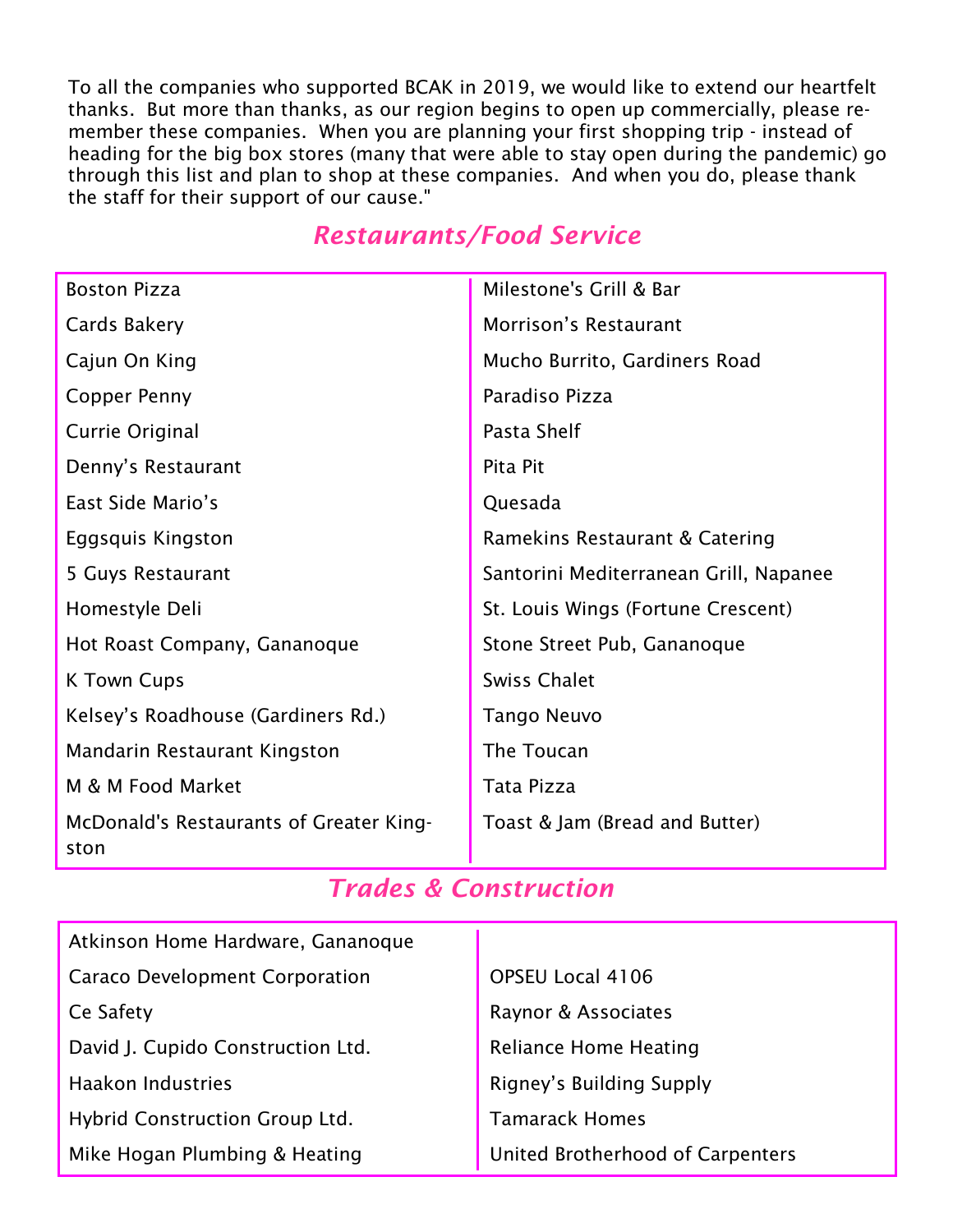To all the companies who supported BCAK in 2019, we would like to extend our heartfelt thanks. But more than thanks, as our region begins to open up commercially, please remember these companies. When you are planning your first shopping trip - instead of heading for the big box stores (many that were able to stay open during the pandemic) go through this list and plan to shop at these companies. And when you do, please thank the staff for their support of our cause."

## *Restaurants/Food Service*

| | |
|---|---|
| Boston Pizza | Milestone's Grill & Bar |
| Cards Bakery | Morrison's Restaurant |
| Cajun On King | Mucho Burrito, Gardiners Road |
| Copper Penny | Paradiso Pizza |
| Currie Original | Pasta Shelf |
| Denny's Restaurant | Pita Pit |
| East Side Mario's | Quesada |
| Eggsquis Kingston | Ramekins Restaurant & Catering |
| 5 Guys Restaurant | Santorini Mediterranean Grill, Napanee |
| Homestyle Deli | St. Louis Wings (Fortune Crescent) |
| Hot Roast Company, Gananoque | Stone Street Pub, Gananoque |
| K Town Cups | Swiss Chalet |
| Kelsey's Roadhouse (Gardiners Rd.) | Tango Neuvo |
| Mandarin Restaurant Kingston | The Toucan |
| M & M Food Market | Tata Pizza |
| McDonald's Restaurants of Greater Kingston | Toast & Jam (Bread and Butter) |

## *Trades & Construction*

| | |
|---|---|
| Atkinson Home Hardware, Gananoque | |
| Caraco Development Corporation | OPSEU Local 4106 |
| Ce Safety | Raynor & Associates |
| David J. Cupido Construction Ltd. | Reliance Home Heating |
| Haakon Industries | Rigney's Building Supply |
| Hybrid Construction Group Ltd. | Tamarack Homes |
| Mike Hogan Plumbing & Heating | United Brotherhood of Carpenters |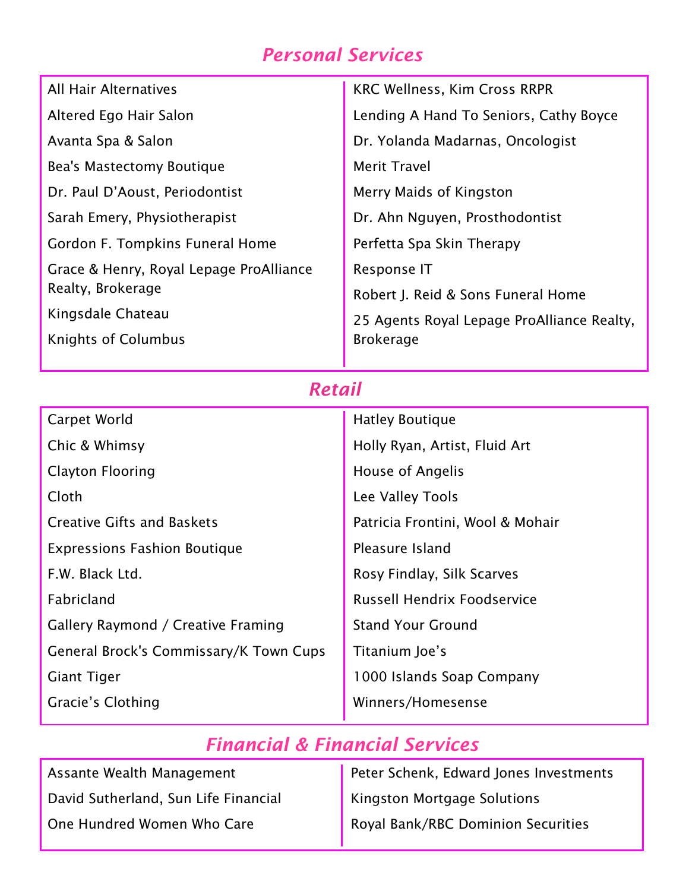## *Personal Services*

- All Hair Alternatives
- Altered Ego Hair Salon
- Avanta Spa & Salon
- Bea's Mastectomy Boutique
- Dr. Paul D'Aoust, Periodontist
- Sarah Emery, Physiotherapist
- Gordon F. Tompkins Funeral Home
- Grace & Henry, Royal Lepage ProAlliance Realty, Brokerage
- Kingsdale Chateau
- Knights of Columbus
- KRC Wellness, Kim Cross RRPR
- Lending A Hand To Seniors, Cathy Boyce
- Dr. Yolanda Madarnas, Oncologist
- Merit Travel
- Merry Maids of Kingston
- Dr. Ahn Nguyen, Prosthodontist
- Perfetta Spa Skin Therapy
- Response IT
- Robert J. Reid & Sons Funeral Home
- 25 Agents Royal Lepage ProAlliance Realty, Brokerage

## *Retail*

- Carpet World
- Chic & Whimsy
- Clayton Flooring
- Cloth
- Creative Gifts and Baskets
- Expressions Fashion Boutique
- F.W. Black Ltd.
- Fabricland
- Gallery Raymond / Creative Framing
- General Brock's Commissary/K Town Cups
- Giant Tiger
- Gracie's Clothing
- Hatley Boutique
- Holly Ryan, Artist, Fluid Art
- House of Angelis
- Lee Valley Tools
- Patricia Frontini, Wool & Mohair
- Pleasure Island
- Rosy Findlay, Silk Scarves
- Russell Hendrix Foodservice
- Stand Your Ground
- Titanium Joe's
- 1000 Islands Soap Company
- Winners/Homesense

## *Financial & Financial Services*

- Assante Wealth Management
- David Sutherland, Sun Life Financial
- One Hundred Women Who Care
- Peter Schenk, Edward Jones Investments
- Kingston Mortgage Solutions
- Royal Bank/RBC Dominion Securities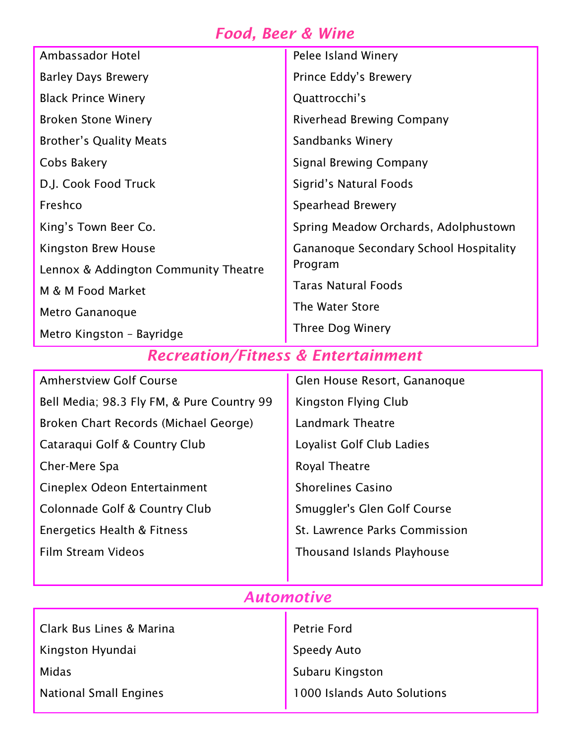## *Food, Beer & Wine*

Ambassador Hotel
Barley Days Brewery
Black Prince Winery
Broken Stone Winery
Brother's Quality Meats
Cobs Bakery
D.J. Cook Food Truck
Freshco
King's Town Beer Co.
Kingston Brew House
Lennox & Addington Community Theatre
M & M Food Market
Metro Gananoque
Metro Kingston – Bayridge
Pelee Island Winery
Prince Eddy's Brewery
Quattrocchi's
Riverhead Brewing Company
Sandbanks Winery
Signal Brewing Company
Sigrid's Natural Foods
Spearhead Brewery
Spring Meadow Orchards, Adolphustown
Gananoque Secondary School Hospitality Program
Taras Natural Foods
The Water Store
Three Dog Winery

## *Recreation/Fitness & Entertainment*

Amherstview Golf Course
Bell Media; 98.3 Fly FM, & Pure Country 99
Broken Chart Records (Michael George)
Cataraqui Golf & Country Club
Cher-Mere Spa
Cineplex Odeon Entertainment
Colonnade Golf & Country Club
Energetics Health & Fitness
Film Stream Videos
Glen House Resort, Gananoque
Kingston Flying Club
Landmark Theatre
Loyalist Golf Club Ladies
Royal Theatre
Shorelines Casino
Smuggler's Glen Golf Course
St. Lawrence Parks Commission
Thousand Islands Playhouse

## *Automotive*

Clark Bus Lines & Marina
Kingston Hyundai
Midas
National Small Engines
Petrie Ford
Speedy Auto
Subaru Kingston
1000 Islands Auto Solutions